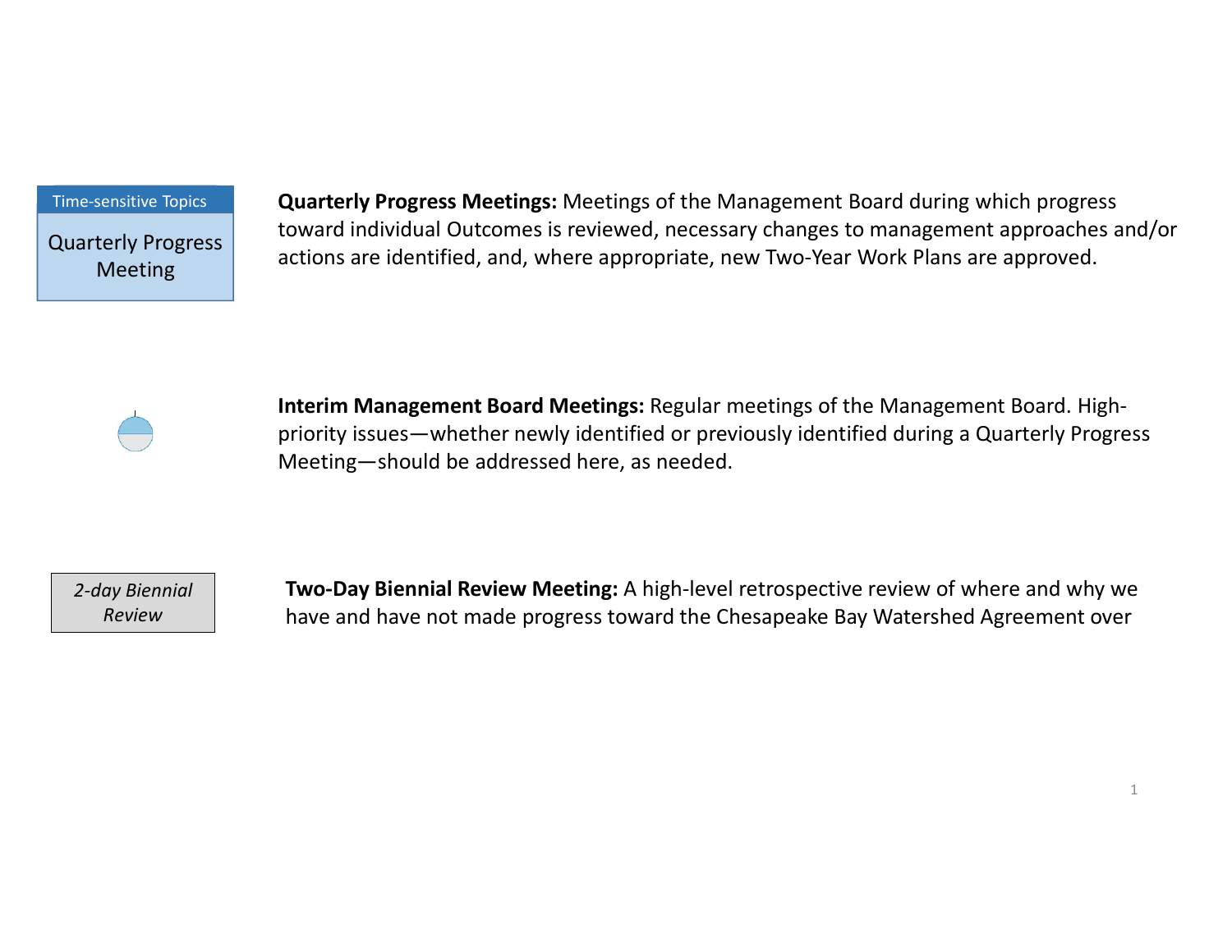Time-sensitive Topics

Quarterly Progress Meeting

**Quarterly Progress Meetings:** Meetings of the Management Board during which progress toward individual Outcomes is reviewed, necessary changes to management approaches and/or actions are identified, and, where appropriate, new Two-Year Work Plans are approved.

**Interim Management Board Meetings:** Regular meetings of the Management Board. High-priority issues—whether newly identified or previously identified during a Quarterly Progress Meeting—should be addressed here, as needed.

*2-day Biennial Review*

**Two-Day Biennial Review Meeting:** A high-level retrospective review of where and why we have and have not made progress toward the Chesapeake Bay Watershed Agreement over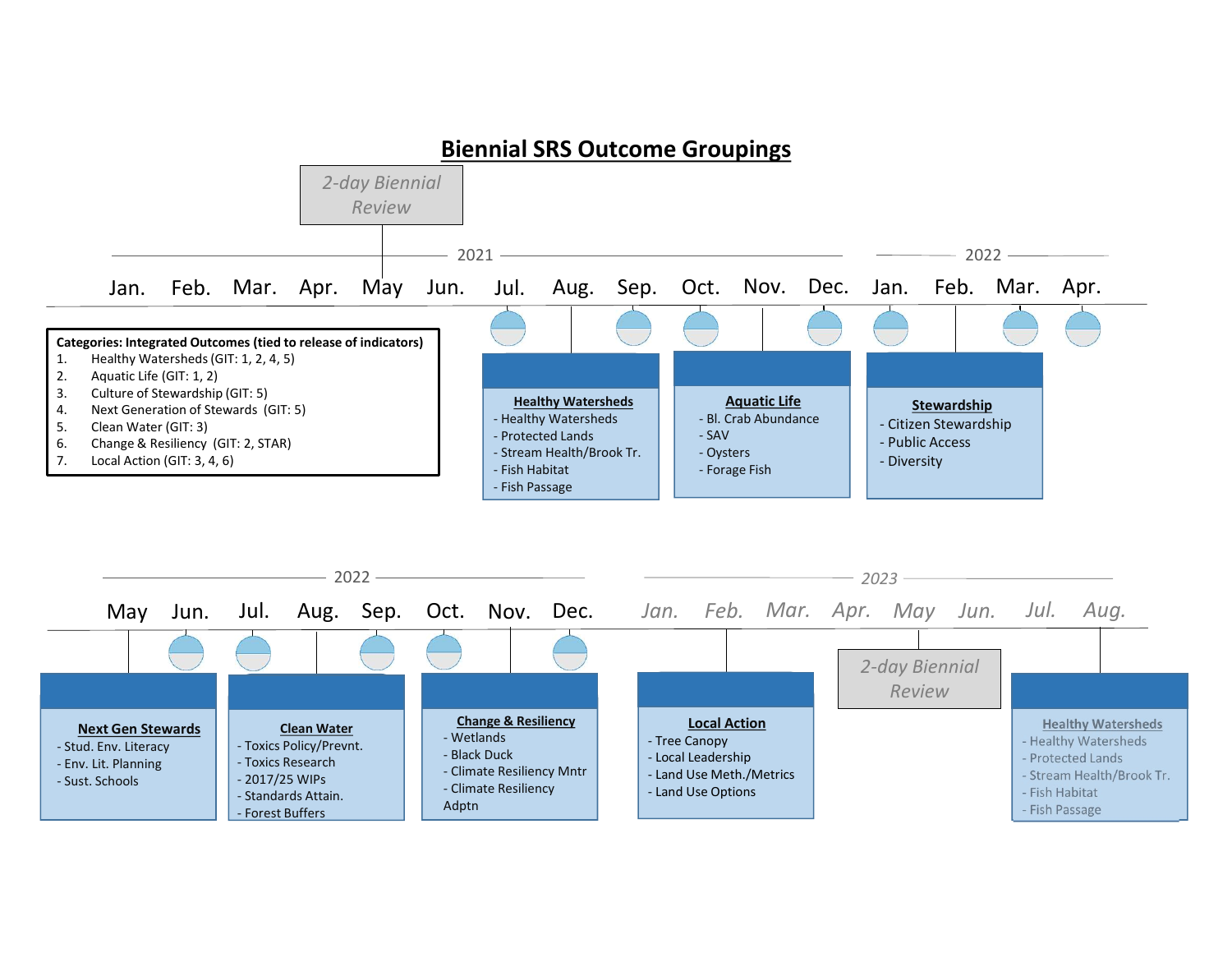# Biennial SRS Outcome Groupings

*2-day Biennial Review*

2021

Jan. Feb. Mar. Apr. May Jun. Jul. Aug. Sep. Oct. Nov. Dec.

2022

Jan. Feb. Mar. Apr.

**Categories: Integrated Outcomes (tied to release of indicators)**

1. Healthy Watersheds (GIT: 1, 2, 4, 5)
2. Aquatic Life (GIT: 1, 2)
3. Culture of Stewardship (GIT: 5)
4. Next Generation of Stewards (GIT: 5)
5. Clean Water (GIT: 3)
6. Change & Resiliency (GIT: 2, STAR)
7. Local Action (GIT: 3, 4, 6)

**Healthy Watersheds**
- Healthy Watersheds
- Protected Lands
- Stream Health/Brook Tr.
- Fish Habitat
- Fish Passage

**Aquatic Life**
- Bl. Crab Abundance
- SAV
- Oysters
- Forage Fish

**Stewardship**
- Citizen Stewardship
- Public Access
- Diversity

2022

May Jun. Jul. Aug. Sep. Oct. Nov. Dec.

2023

*Jan. Feb. Mar. Apr. May Jun. Jul. Aug.*

**Next Gen Stewards**
- Stud. Env. Literacy
- Env. Lit. Planning
- Sust. Schools

**Clean Water**
- Toxics Policy/Prevnt.
- Toxics Research
- 2017/25 WIPs
- Standards Attain.
- Forest Buffers

**Change & Resiliency**
- Wetlands
- Black Duck
- Climate Resiliency Mntr
- Climate Resiliency Adptn

**Local Action**
- Tree Canopy
- Local Leadership
- Land Use Meth./Metrics
- Land Use Options

*2-day Biennial Review*

**Healthy Watersheds**
- Healthy Watersheds
- Protected Lands
- Stream Health/Brook Tr.
- Fish Habitat
- Fish Passage